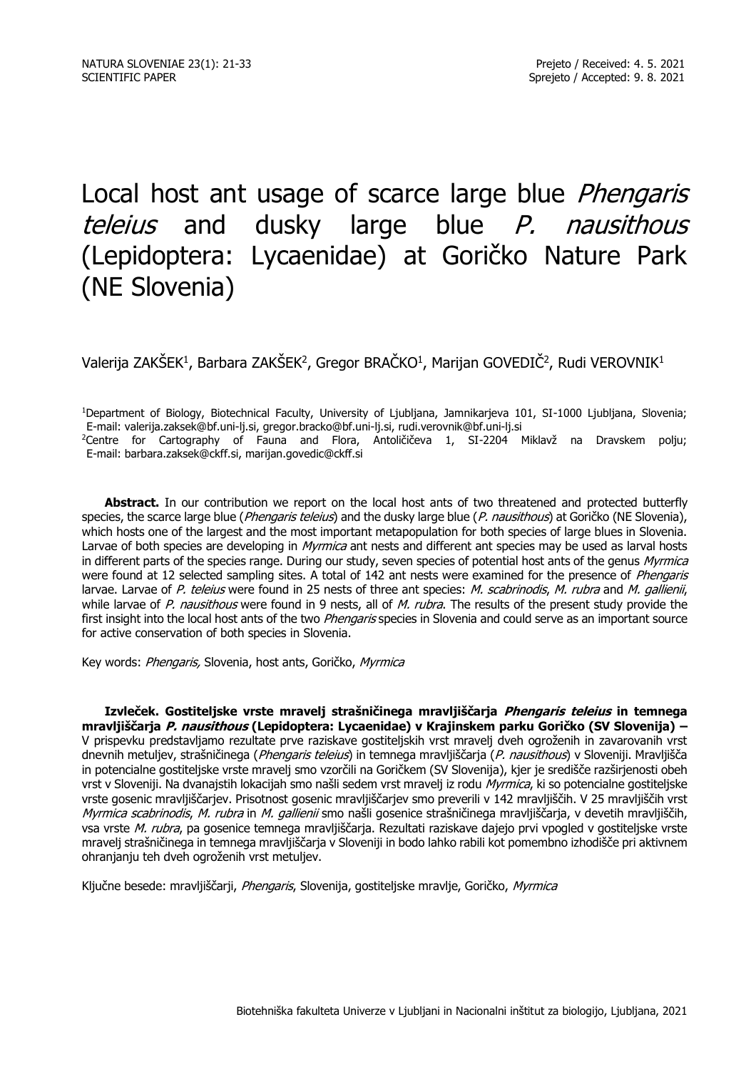NATURA SLOVENIAE 23(1): 21-33
SCIENTIFIC PAPER

Prejeto / Received: 4. 5. 2021
Sprejeto / Accepted: 9. 8. 2021

# Local host ant usage of scarce large blue *Phengaris teleius* and dusky large blue *P. nausithous* (Lepidoptera: Lycaenidae) at Goričko Nature Park (NE Slovenia)

Valerija ZAKŠEK[1], Barbara ZAKŠEK[2], Gregor BRAČKO[1], Marijan GOVEDIČ[2], Rudi VEROVNIK[1]

[1]Department of Biology, Biotechnical Faculty, University of Ljubljana, Jamnikarjeva 101, SI-1000 Ljubljana, Slovenia; E-mail: valerija.zaksek@bf.uni-lj.si, gregor.bracko@bf.uni-lj.si, rudi.verovnik@bf.uni-lj.si
[2]Centre for Cartography of Fauna and Flora, Antoličičeva 1, SI-2204 Miklavž na Dravskem polju; E-mail: barbara.zaksek@ckff.si, marijan.govedic@ckff.si

**Abstract.** In our contribution we report on the local host ants of two threatened and protected butterfly species, the scarce large blue (*Phengaris teleius*) and the dusky large blue (*P. nausithous*) at Goričko (NE Slovenia), which hosts one of the largest and the most important metapopulation for both species of large blues in Slovenia. Larvae of both species are developing in *Myrmica* ant nests and different ant species may be used as larval hosts in different parts of the species range. During our study, seven species of potential host ants of the genus *Myrmica* were found at 12 selected sampling sites. A total of 142 ant nests were examined for the presence of *Phengaris* larvae. Larvae of *P. teleius* were found in 25 nests of three ant species: *M. scabrinodis*, *M. rubra* and *M. gallienii*, while larvae of *P. nausithous* were found in 9 nests, all of *M. rubra*. The results of the present study provide the first insight into the local host ants of the two *Phengaris* species in Slovenia and could serve as an important source for active conservation of both species in Slovenia.

Key words: *Phengaris,* Slovenia, host ants, Goričko, *Myrmica*

**Izvleček. Gostiteljske vrste mravelj strašničinega mravljiščarja *Phengaris teleius* in temnega mravljiščarja *P. nausithous* (Lepidoptera: Lycaenidae) v Krajinskem parku Goričko (SV Slovenija) –** V prispevku predstavljamo rezultate prve raziskave gostiteljskih vrst mravelj dveh ogroženih in zavarovanih vrst dnevnih metuljev, strašničinega (*Phengaris teleius*) in temnega mravljiščarja (*P. nausithous*) v Sloveniji. Mravljišča in potencialne gostiteljske vrste mravelj smo vzorčili na Goričkem (SV Slovenija), kjer je središče razširjenosti obeh vrst v Sloveniji. Na dvanajstih lokacijah smo našli sedem vrst mravelj iz rodu *Myrmica*, ki so potencialne gostiteljske vrste gosenic mravljiščarjev. Prisotnost gosenic mravljiščarjev smo preverili v 142 mravljiščih. V 25 mravljiščih vrst *Myrmica scabrinodis*, *M. rubra* in *M. gallienii* smo našli gosenice strašničinega mravljiščarja, v devetih mravljiščih, vsa vrste *M. rubra*, pa gosenice temnega mravljiščarja. Rezultati raziskave dajejo prvi vpogled v gostiteljske vrste mravelj strašničinega in temnega mravljiščarja v Sloveniji in bodo lahko rabili kot pomembno izhodišče pri aktivnem ohranjanju teh dveh ogroženih vrst metuljev.

Ključne besede: mravljiščarji, *Phengaris*, Slovenija, gostiteljske mravlje, Goričko, *Myrmica*

Biotehniška fakulteta Univerze v Ljubljani in Nacionalni inštitut za biologijo, Ljubljana, 2021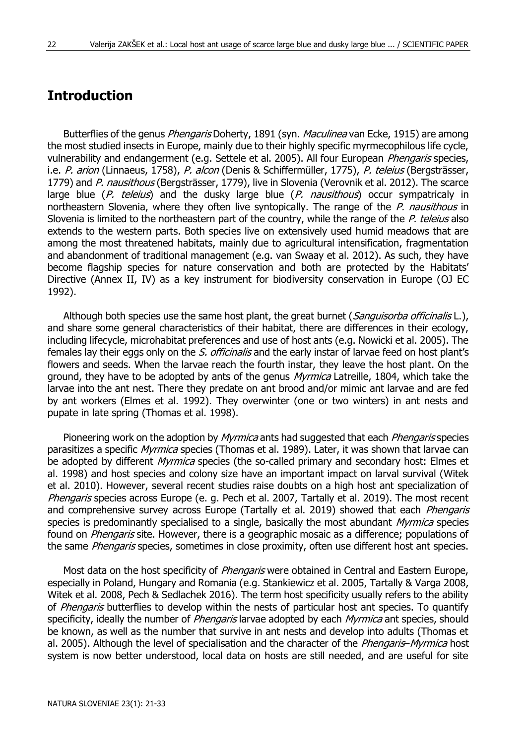## Introduction

Butterflies of the genus *Phengaris* Doherty, 1891 (syn. *Maculinea* van Ecke, 1915) are among the most studied insects in Europe, mainly due to their highly specific myrmecophilous life cycle, vulnerability and endangerment (e.g. Settele et al. 2005). All four European *Phengaris* species, i.e. *P. arion* (Linnaeus, 1758), *P. alcon* (Denis & Schiffermüller, 1775), *P. teleius* (Bergsträsser, 1779) and *P. nausithous* (Bergsträsser, 1779), live in Slovenia (Verovnik et al. 2012). The scarce large blue (*P. teleius*) and the dusky large blue (*P. nausithous*) occur sympatricaly in northeastern Slovenia, where they often live syntopically. The range of the *P. nausithous* in Slovenia is limited to the northeastern part of the country, while the range of the *P. teleius* also extends to the western parts. Both species live on extensively used humid meadows that are among the most threatened habitats, mainly due to agricultural intensification, fragmentation and abandonment of traditional management (e.g. van Swaay et al. 2012). As such, they have become flagship species for nature conservation and both are protected by the Habitats' Directive (Annex II, IV) as a key instrument for biodiversity conservation in Europe (OJ EC 1992).

Although both species use the same host plant, the great burnet (*Sanguisorba officinalis* L.), and share some general characteristics of their habitat, there are differences in their ecology, including lifecycle, microhabitat preferences and use of host ants (e.g. Nowicki et al. 2005). The females lay their eggs only on the *S. officinalis* and the early instar of larvae feed on host plant's flowers and seeds. When the larvae reach the fourth instar, they leave the host plant. On the ground, they have to be adopted by ants of the genus *Myrmica* Latreille, 1804, which take the larvae into the ant nest. There they predate on ant brood and/or mimic ant larvae and are fed by ant workers (Elmes et al. 1992). They overwinter (one or two winters) in ant nests and pupate in late spring (Thomas et al. 1998).

Pioneering work on the adoption by *Myrmica* ants had suggested that each *Phengaris* species parasitizes a specific *Myrmica* species (Thomas et al. 1989). Later, it was shown that larvae can be adopted by different *Myrmica* species (the so-called primary and secondary host: Elmes et al. 1998) and host species and colony size have an important impact on larval survival (Witek et al. 2010). However, several recent studies raise doubts on a high host ant specialization of *Phengaris* species across Europe (e. g. Pech et al. 2007, Tartally et al. 2019). The most recent and comprehensive survey across Europe (Tartally et al. 2019) showed that each *Phengaris* species is predominantly specialised to a single, basically the most abundant *Myrmica* species found on *Phengaris* site. However, there is a geographic mosaic as a difference; populations of the same *Phengaris* species, sometimes in close proximity, often use different host ant species.

Most data on the host specificity of *Phengaris* were obtained in Central and Eastern Europe, especially in Poland, Hungary and Romania (e.g. Stankiewicz et al. 2005, Tartally & Varga 2008, Witek et al. 2008, Pech & Sedlachek 2016). The term host specificity usually refers to the ability of *Phengaris* butterflies to develop within the nests of particular host ant species. To quantify specificity, ideally the number of *Phengaris* larvae adopted by each *Myrmica* ant species, should be known, as well as the number that survive in ant nests and develop into adults (Thomas et al. 2005). Although the level of specialisation and the character of the *Phengaris*–*Myrmica* host system is now better understood, local data on hosts are still needed, and are useful for site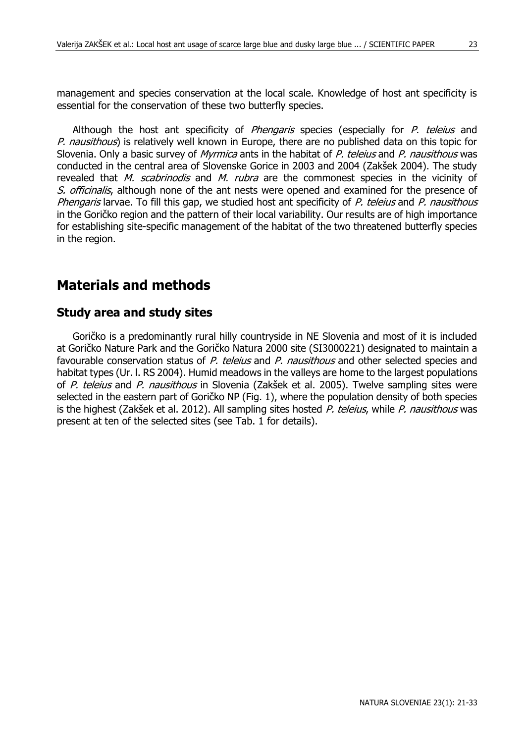management and species conservation at the local scale. Knowledge of host ant specificity is essential for the conservation of these two butterfly species.

Although the host ant specificity of *Phengaris* species (especially for *P. teleius* and *P. nausithous*) is relatively well known in Europe, there are no published data on this topic for Slovenia. Only a basic survey of *Myrmica* ants in the habitat of *P. teleius* and *P. nausithous* was conducted in the central area of Slovenske Gorice in 2003 and 2004 (Zakšek 2004). The study revealed that *M. scabrinodis* and *M. rubra* are the commonest species in the vicinity of *S. officinalis*, although none of the ant nests were opened and examined for the presence of *Phengaris* larvae. To fill this gap, we studied host ant specificity of *P. teleius* and *P. nausithous* in the Goričko region and the pattern of their local variability. Our results are of high importance for establishing site-specific management of the habitat of the two threatened butterfly species in the region.

# Materials and methods

## Study area and study sites

Goričko is a predominantly rural hilly countryside in NE Slovenia and most of it is included at Goričko Nature Park and the Goričko Natura 2000 site (SI3000221) designated to maintain a favourable conservation status of *P. teleius* and *P. nausithous* and other selected species and habitat types (Ur. l. RS 2004). Humid meadows in the valleys are home to the largest populations of *P. teleius* and *P. nausithous* in Slovenia (Zakšek et al. 2005). Twelve sampling sites were selected in the eastern part of Goričko NP (Fig. 1), where the population density of both species is the highest (Zakšek et al. 2012). All sampling sites hosted *P. teleius*, while *P. nausithous* was present at ten of the selected sites (see Tab. 1 for details).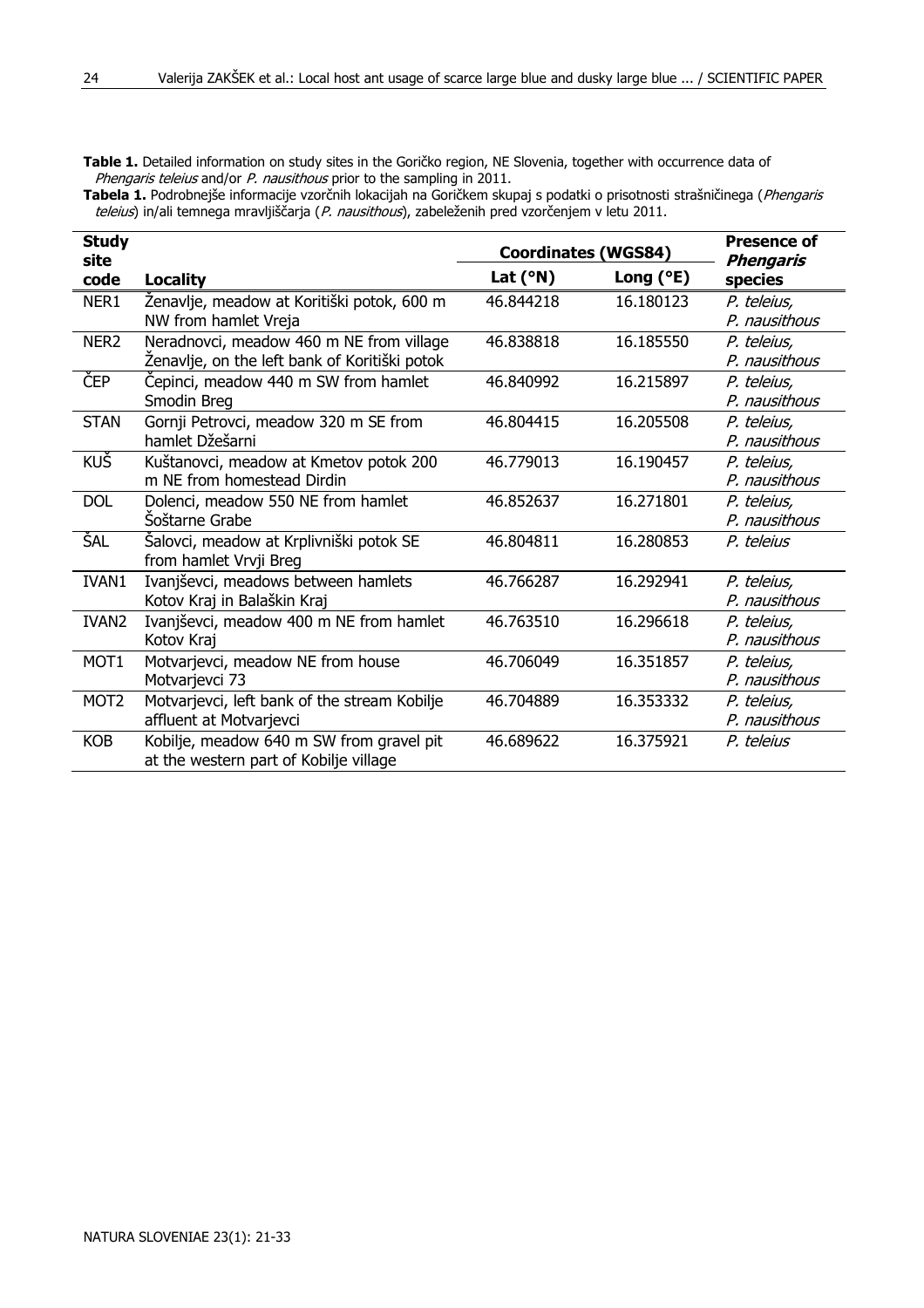**Table 1.** Detailed information on study sites in the Goričko region, NE Slovenia, together with occurrence data of *Phengaris teleius* and/or *P. nausithous* prior to the sampling in 2011.

**Tabela 1.** Podrobnejše informacije vzorčnih lokacijah na Goričkem skupaj s podatki o prisotnosti strašničinega (*Phengaris teleius*) in/ali temnega mravljiščarja (*P. nausithous*), zabeleženih pred vzorčenjem v letu 2011.

| Study site code | Locality | Coordinates (WGS84) | | Presence of *Phengaris* species |
|---|---|---|---|---|
| | | Lat (°N) | Long (°E) | |
| NER1 | Ženavlje, meadow at Koritiški potok, 600 m NW from hamlet Vreja | 46.844218 | 16.180123 | *P. teleius, P. nausithous* |
| NER2 | Neradnovci, meadow 460 m NE from village Ženavlje, on the left bank of Koritiški potok | 46.838818 | 16.185550 | *P. teleius, P. nausithous* |
| ČEP | Čepinci, meadow 440 m SW from hamlet Smodin Breg | 46.840992 | 16.215897 | *P. teleius, P. nausithous* |
| STAN | Gornji Petrovci, meadow 320 m SE from hamlet Džešarni | 46.804415 | 16.205508 | *P. teleius, P. nausithous* |
| KUŠ | Kuštanovci, meadow at Kmetov potok 200 m NE from homestead Dirdin | 46.779013 | 16.190457 | *P. teleius, P. nausithous* |
| DOL | Dolenci, meadow 550 NE from hamlet Šoštarne Grabe | 46.852637 | 16.271801 | *P. teleius, P. nausithous* |
| ŠAL | Šalovci, meadow at Krplivniški potok SE from hamlet Vrvji Breg | 46.804811 | 16.280853 | *P. teleius* |
| IVAN1 | Ivanjševci, meadows between hamlets Kotov Kraj in Balaškin Kraj | 46.766287 | 16.292941 | *P. teleius, P. nausithous* |
| IVAN2 | Ivanjševci, meadow 400 m NE from hamlet Kotov Kraj | 46.763510 | 16.296618 | *P. teleius, P. nausithous* |
| MOT1 | Motvarjevci, meadow NE from house Motvarjevci 73 | 46.706049 | 16.351857 | *P. teleius, P. nausithous* |
| MOT2 | Motvarjevci, left bank of the stream Kobilje affluent at Motvarjevci | 46.704889 | 16.353332 | *P. teleius, P. nausithous* |
| KOB | Kobilje, meadow 640 m SW from gravel pit at the western part of Kobilje village | 46.689622 | 16.375921 | *P. teleius* |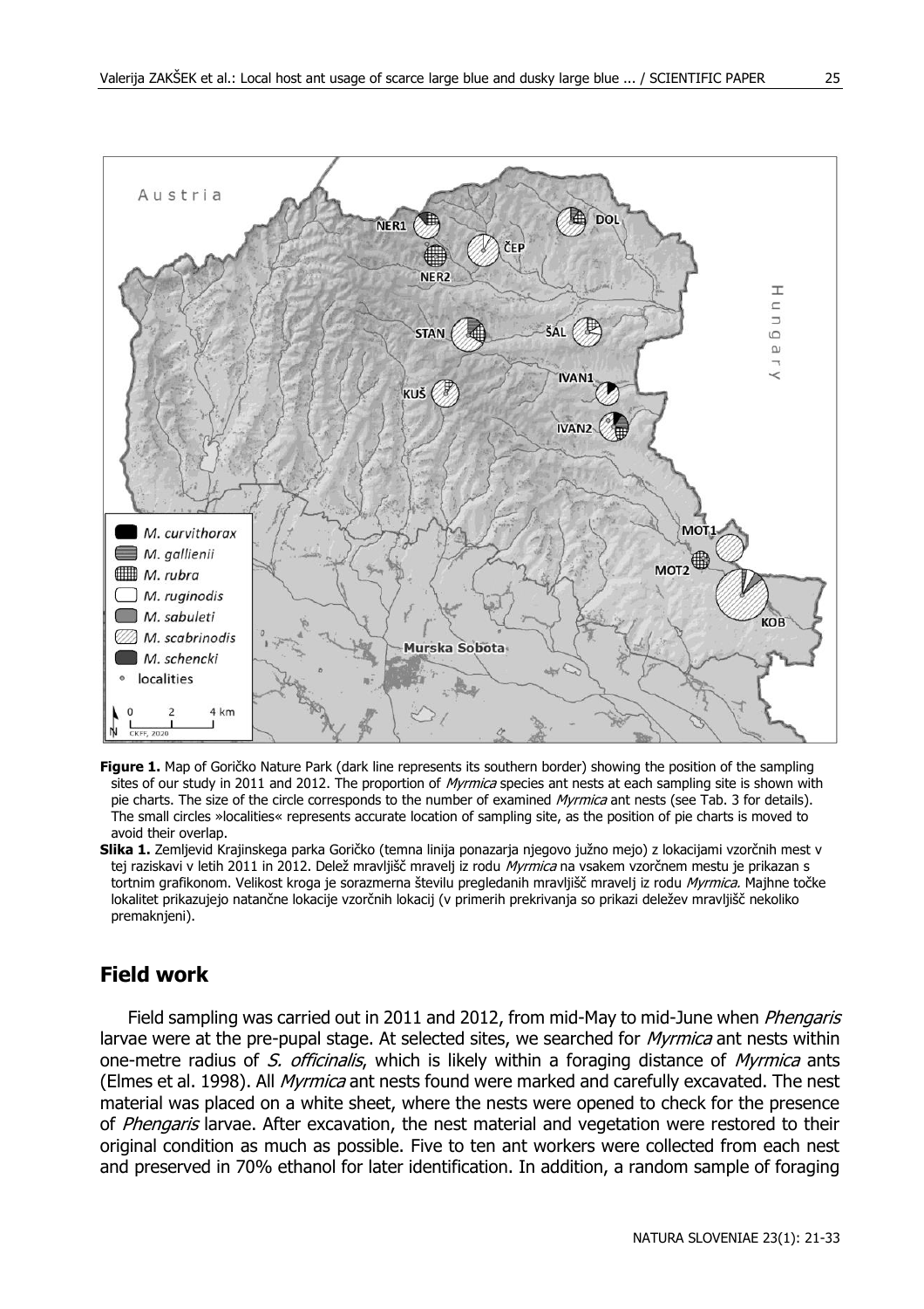**Figure 1.** Map of Goričko Nature Park (dark line represents its southern border) showing the position of the sampling sites of our study in 2011 and 2012. The proportion of *Myrmica* species ant nests at each sampling site is shown with pie charts. The size of the circle corresponds to the number of examined *Myrmica* ant nests (see Tab. 3 for details). The small circles »localities« represents accurate location of sampling site, as the position of pie charts is moved to avoid their overlap.

**Slika 1.** Zemljevid Krajinskega parka Goričko (temna linija ponazarja njegovo južno mejo) z lokacijami vzorčnih mest v tej raziskavi v letih 2011 in 2012. Delež mravljišč mravelj iz rodu *Myrmica* na vsakem vzorčnem mestu je prikazan s tortnim grafikonom. Velikost kroga je sorazmerna številu pregledanih mravljišč mravelj iz rodu *Myrmica.* Majhne točke lokalitet prikazujejo natančne lokacije vzorčnih lokacij (v primerih prekrivanja so prikazi deležev mravljišč nekoliko premaknjeni).

## Field work

Field sampling was carried out in 2011 and 2012, from mid-May to mid-June when *Phengaris* larvae were at the pre-pupal stage. At selected sites, we searched for *Myrmica* ant nests within one-metre radius of *S. officinalis*, which is likely within a foraging distance of *Myrmica* ants (Elmes et al. 1998). All *Myrmica* ant nests found were marked and carefully excavated. The nest material was placed on a white sheet, where the nests were opened to check for the presence of *Phengaris* larvae. After excavation, the nest material and vegetation were restored to their original condition as much as possible. Five to ten ant workers were collected from each nest and preserved in 70% ethanol for later identification. In addition, a random sample of foraging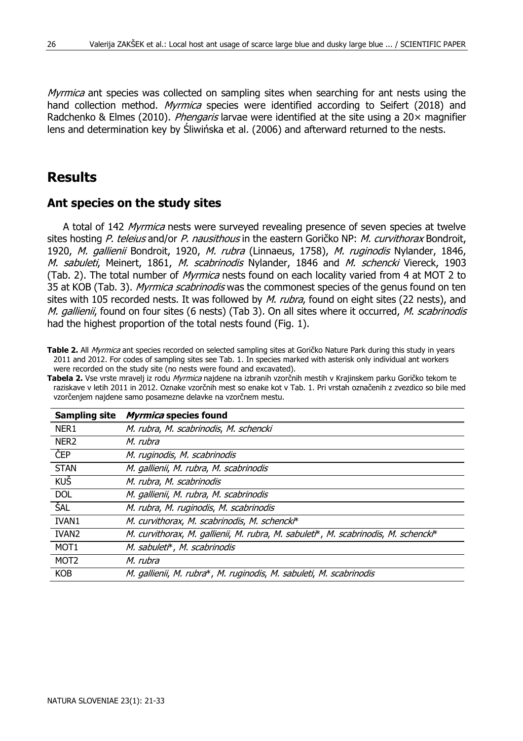*Myrmica* ant species was collected on sampling sites when searching for ant nests using the hand collection method. *Myrmica* species were identified according to Seifert (2018) and Radchenko & Elmes (2010). *Phengaris* larvae were identified at the site using a 20× magnifier lens and determination key by Śliwińska et al. (2006) and afterward returned to the nests.

# Results

## Ant species on the study sites

A total of 142 *Myrmica* nests were surveyed revealing presence of seven species at twelve sites hosting *P. teleius* and/or *P. nausithous* in the eastern Goričko NP: *M. curvithorax* Bondroit, 1920, *M. gallienii* Bondroit, 1920, *M. rubra* (Linnaeus, 1758), *M. ruginodis* Nylander, 1846, *M. sabuleti*, Meinert, 1861, *M. scabrinodis* Nylander, 1846 and *M. schencki* Viereck, 1903 (Tab. 2). The total number of *Myrmica* nests found on each locality varied from 4 at MOT 2 to 35 at KOB (Tab. 3). *Myrmica scabrinodis* was the commonest species of the genus found on ten sites with 105 recorded nests. It was followed by *M. rubra*, found on eight sites (22 nests), and *M. gallienii*, found on four sites (6 nests) (Tab 3). On all sites where it occurred, *M. scabrinodis* had the highest proportion of the total nests found (Fig. 1).

**Table 2.** All *Myrmica* ant species recorded on selected sampling sites at Goričko Nature Park during this study in years 2011 and 2012. For codes of sampling sites see Tab. 1. In species marked with asterisk only individual ant workers were recorded on the study site (no nests were found and excavated).

**Tabela 2.** Vse vrste mravelj iz rodu *Myrmica* najdene na izbranih vzorčnih mestih v Krajinskem parku Goričko tekom te raziskave v letih 2011 in 2012. Oznake vzorčnih mest so enake kot v Tab. 1. Pri vrstah označenih z zvezdico so bile med vzorčenjem najdene samo posamezne delavke na vzorčnem mestu.

| Sampling site | *Myrmica* species found |
|---|---|
| NER1 | *M. rubra, M. scabrinodis, M. schencki* |
| NER2 | *M. rubra* |
| ČEP | *M. ruginodis, M. scabrinodis* |
| STAN | *M. gallienii, M. rubra, M. scabrinodis* |
| KUŠ | *M. rubra, M. scabrinodis* |
| DOL | *M. gallienii, M. rubra, M. scabrinodis* |
| ŠAL | *M. rubra, M. ruginodis, M. scabrinodis* |
| IVAN1 | *M. curvithorax, M. scabrinodis, M. schencki** |
| IVAN2 | *M. curvithorax, M. gallienii, M. rubra, M. sabuleti*, M. scabrinodis, M. schencki** |
| MOT1 | *M. sabuleti*, M. scabrinodis* |
| MOT2 | *M. rubra* |
| KOB | *M. gallienii, M. rubra*, M. ruginodis, M. sabuleti, M. scabrinodis* |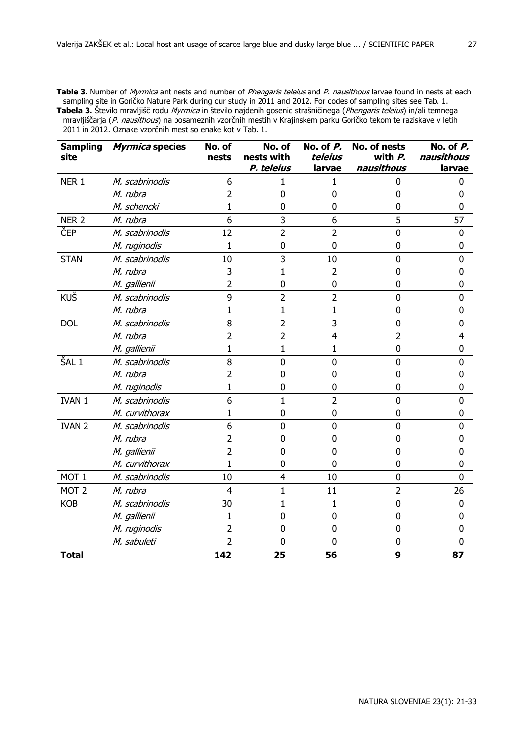**Table 3.** Number of *Myrmica* ant nests and number of *Phengaris teleius* and *P. nausithous* larvae found in nests at each sampling site in Goričko Nature Park during our study in 2011 and 2012. For codes of sampling sites see Tab. 1.
**Tabela 3.** Število mravljišč rodu *Myrmica* in število najdenih gosenic strašničinega (*Phengaris teleius*) in/ali temnega mravljiščarja (*P. nausithous*) na posameznih vzorčnih mestih v Krajinskem parku Goričko tekom te raziskave v letih 2011 in 2012. Oznake vzorčnih mest so enake kot v Tab. 1.

| Sampling site | *Myrmica* species | No. of nests | No. of nests with *P. teleius* | No. of *P. teleius* larvae | No. of nests with *P. nausithous* | No. of *P. nausithous* larvae |
|---|---|---|---|---|---|---|
| NER 1 | *M. scabrinodis* | 6 | 1 | 1 | 0 | 0 |
| | *M. rubra* | 2 | 0 | 0 | 0 | 0 |
| | *M. schencki* | 1 | 0 | 0 | 0 | 0 |
| NER 2 | *M. rubra* | 6 | 3 | 6 | 5 | 57 |
| ČEP | *M. scabrinodis* | 12 | 2 | 2 | 0 | 0 |
| | *M. ruginodis* | 1 | 0 | 0 | 0 | 0 |
| STAN | *M. scabrinodis* | 10 | 3 | 10 | 0 | 0 |
| | *M. rubra* | 3 | 1 | 2 | 0 | 0 |
| | *M. gallienii* | 2 | 0 | 0 | 0 | 0 |
| KUŠ | *M. scabrinodis* | 9 | 2 | 2 | 0 | 0 |
| | *M. rubra* | 1 | 1 | 1 | 0 | 0 |
| DOL | *M. scabrinodis* | 8 | 2 | 3 | 0 | 0 |
| | *M. rubra* | 2 | 2 | 4 | 2 | 4 |
| | *M. gallienii* | 1 | 1 | 1 | 0 | 0 |
| ŠAL 1 | *M. scabrinodis* | 8 | 0 | 0 | 0 | 0 |
| | *M. rubra* | 2 | 0 | 0 | 0 | 0 |
| | *M. ruginodis* | 1 | 0 | 0 | 0 | 0 |
| IVAN 1 | *M. scabrinodis* | 6 | 1 | 2 | 0 | 0 |
| | *M. curvithorax* | 1 | 0 | 0 | 0 | 0 |
| IVAN 2 | *M. scabrinodis* | 6 | 0 | 0 | 0 | 0 |
| | *M. rubra* | 2 | 0 | 0 | 0 | 0 |
| | *M. gallienii* | 2 | 0 | 0 | 0 | 0 |
| | *M. curvithorax* | 1 | 0 | 0 | 0 | 0 |
| MOT 1 | *M. scabrinodis* | 10 | 4 | 10 | 0 | 0 |
| MOT 2 | *M. rubra* | 4 | 1 | 11 | 2 | 26 |
| KOB | *M. scabrinodis* | 30 | 1 | 1 | 0 | 0 |
| | *M. gallienii* | 1 | 0 | 0 | 0 | 0 |
| | *M. ruginodis* | 2 | 0 | 0 | 0 | 0 |
| | *M. sabuleti* | 2 | 0 | 0 | 0 | 0 |
| **Total** | | **142** | **25** | **56** | **9** | **87** |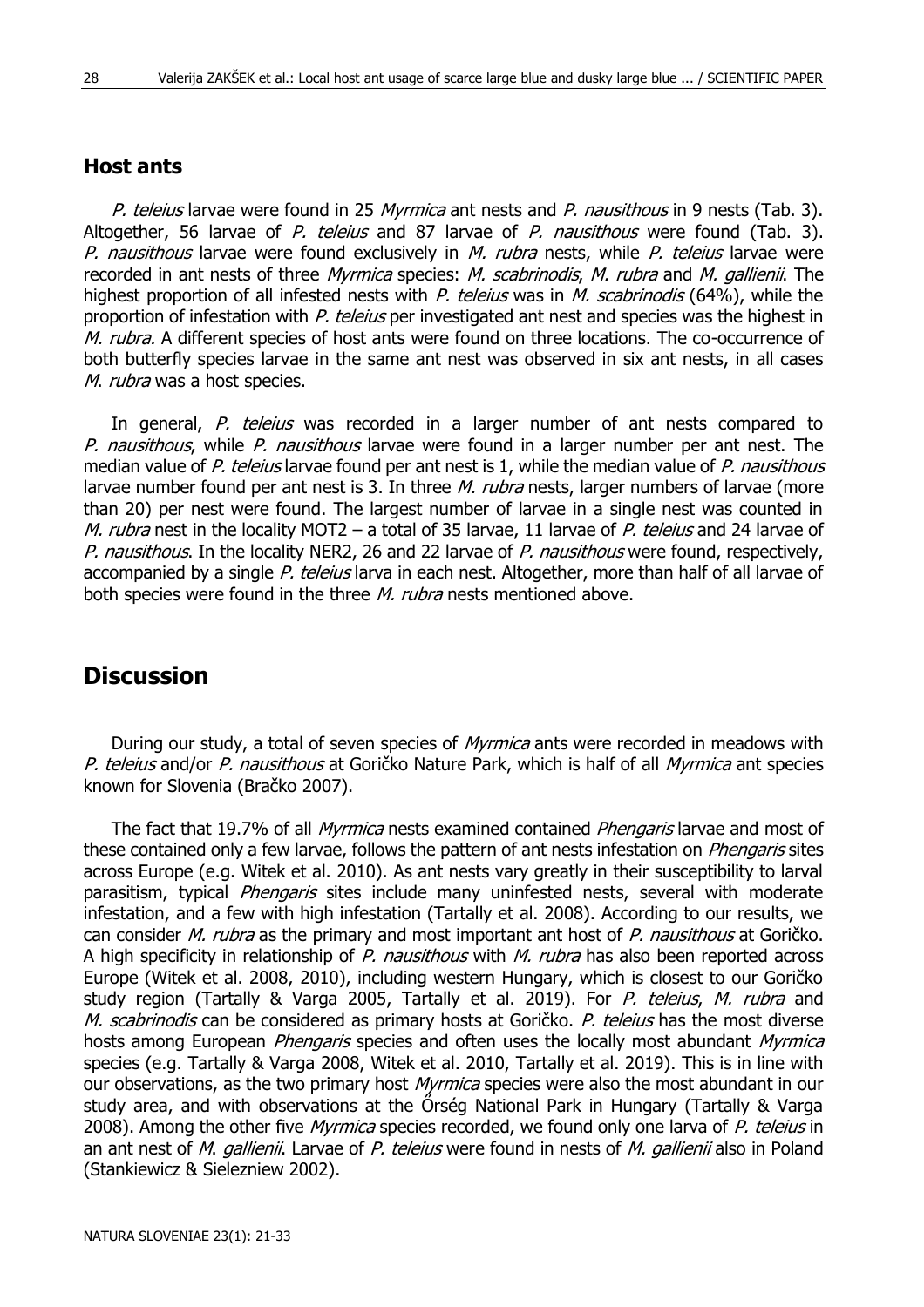### Host ants

*P. teleius* larvae were found in 25 *Myrmica* ant nests and *P. nausithous* in 9 nests (Tab. 3). Altogether, 56 larvae of *P. teleius* and 87 larvae of *P. nausithous* were found (Tab. 3). *P. nausithous* larvae were found exclusively in *M. rubra* nests, while *P. teleius* larvae were recorded in ant nests of three *Myrmica* species: *M. scabrinodis*, *M. rubra* and *M. gallienii*. The highest proportion of all infested nests with *P. teleius* was in *M. scabrinodis* (64%), while the proportion of infestation with *P. teleius* per investigated ant nest and species was the highest in *M. rubra.* A different species of host ants were found on three locations. The co-occurrence of both butterfly species larvae in the same ant nest was observed in six ant nests, in all cases *M. rubra* was a host species.

In general, *P. teleius* was recorded in a larger number of ant nests compared to *P. nausithous*, while *P. nausithous* larvae were found in a larger number per ant nest. The median value of *P. teleius* larvae found per ant nest is 1, while the median value of *P. nausithous* larvae number found per ant nest is 3. In three *M. rubra* nests, larger numbers of larvae (more than 20) per nest were found. The largest number of larvae in a single nest was counted in *M. rubra* nest in the locality MOT2 – a total of 35 larvae, 11 larvae of *P. teleius* and 24 larvae of *P. nausithous*. In the locality NER2, 26 and 22 larvae of *P. nausithous* were found, respectively, accompanied by a single *P. teleius* larva in each nest. Altogether, more than half of all larvae of both species were found in the three *M. rubra* nests mentioned above.

## Discussion

During our study, a total of seven species of *Myrmica* ants were recorded in meadows with *P. teleius* and/or *P. nausithous* at Goričko Nature Park, which is half of all *Myrmica* ant species known for Slovenia (Bračko 2007).

The fact that 19.7% of all *Myrmica* nests examined contained *Phengaris* larvae and most of these contained only a few larvae, follows the pattern of ant nests infestation on *Phengaris* sites across Europe (e.g. Witek et al. 2010). As ant nests vary greatly in their susceptibility to larval parasitism, typical *Phengaris* sites include many uninfested nests, several with moderate infestation, and a few with high infestation (Tartally et al. 2008). According to our results, we can consider *M. rubra* as the primary and most important ant host of *P. nausithous* at Goričko. A high specificity in relationship of *P. nausithous* with *M. rubra* has also been reported across Europe (Witek et al. 2008, 2010), including western Hungary, which is closest to our Goričko study region (Tartally & Varga 2005, Tartally et al. 2019). For *P. teleius*, *M. rubra* and *M. scabrinodis* can be considered as primary hosts at Goričko. *P. teleius* has the most diverse hosts among European *Phengaris* species and often uses the locally most abundant *Myrmica* species (e.g. Tartally & Varga 2008, Witek et al. 2010, Tartally et al. 2019). This is in line with our observations, as the two primary host *Myrmica* species were also the most abundant in our study area, and with observations at the Őrség National Park in Hungary (Tartally & Varga 2008). Among the other five *Myrmica* species recorded, we found only one larva of *P. teleius* in an ant nest of *M. gallienii*. Larvae of *P. teleius* were found in nests of *M. gallienii* also in Poland (Stankiewicz & Sielezniew 2002).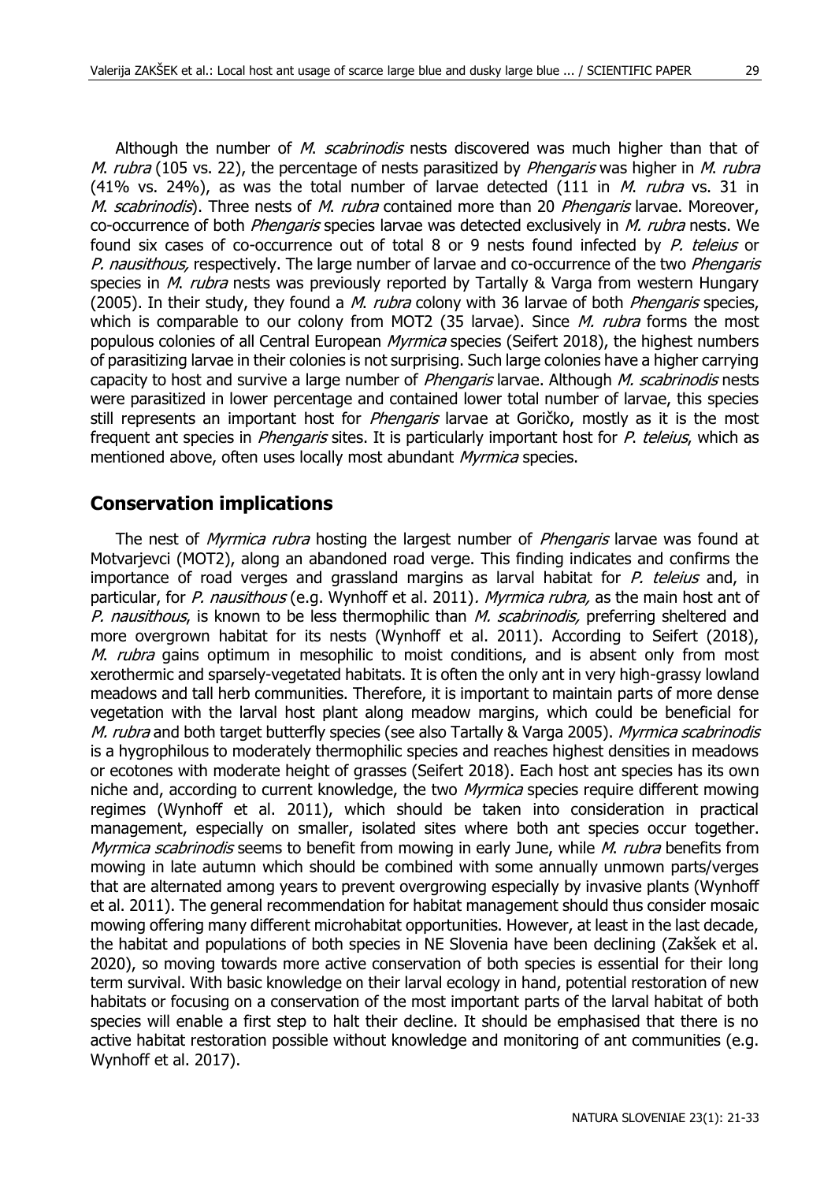Although the number of *M. scabrinodis* nests discovered was much higher than that of *M. rubra* (105 vs. 22), the percentage of nests parasitized by *Phengaris* was higher in *M. rubra* (41% vs. 24%), as was the total number of larvae detected (111 in *M. rubra* vs. 31 in *M. scabrinodis*). Three nests of *M. rubra* contained more than 20 *Phengaris* larvae. Moreover, co-occurrence of both *Phengaris* species larvae was detected exclusively in *M. rubra* nests. We found six cases of co-occurrence out of total 8 or 9 nests found infected by *P. teleius* or *P. nausithous*, respectively. The large number of larvae and co-occurrence of the two *Phengaris* species in *M. rubra* nests was previously reported by Tartally & Varga from western Hungary (2005). In their study, they found a *M. rubra* colony with 36 larvae of both *Phengaris* species, which is comparable to our colony from MOT2 (35 larvae). Since *M. rubra* forms the most populous colonies of all Central European *Myrmica* species (Seifert 2018), the highest numbers of parasitizing larvae in their colonies is not surprising. Such large colonies have a higher carrying capacity to host and survive a large number of *Phengaris* larvae. Although *M. scabrinodis* nests were parasitized in lower percentage and contained lower total number of larvae, this species still represents an important host for *Phengaris* larvae at Goričko, mostly as it is the most frequent ant species in *Phengaris* sites. It is particularly important host for *P. teleius*, which as mentioned above, often uses locally most abundant *Myrmica* species.

## Conservation implications

The nest of *Myrmica rubra* hosting the largest number of *Phengaris* larvae was found at Motvarjevci (MOT2), along an abandoned road verge. This finding indicates and confirms the importance of road verges and grassland margins as larval habitat for *P. teleius* and, in particular, for *P. nausithous* (e.g. Wynhoff et al. 2011). *Myrmica rubra,* as the main host ant of *P. nausithous*, is known to be less thermophilic than *M. scabrinodis,* preferring sheltered and more overgrown habitat for its nests (Wynhoff et al. 2011). According to Seifert (2018), *M. rubra* gains optimum in mesophilic to moist conditions, and is absent only from most xerothermic and sparsely-vegetated habitats. It is often the only ant in very high-grassy lowland meadows and tall herb communities. Therefore, it is important to maintain parts of more dense vegetation with the larval host plant along meadow margins, which could be beneficial for *M. rubra* and both target butterfly species (see also Tartally & Varga 2005). *Myrmica scabrinodis* is a hygrophilous to moderately thermophilic species and reaches highest densities in meadows or ecotones with moderate height of grasses (Seifert 2018). Each host ant species has its own niche and, according to current knowledge, the two *Myrmica* species require different mowing regimes (Wynhoff et al. 2011), which should be taken into consideration in practical management, especially on smaller, isolated sites where both ant species occur together. *Myrmica scabrinodis* seems to benefit from mowing in early June, while *M. rubra* benefits from mowing in late autumn which should be combined with some annually unmown parts/verges that are alternated among years to prevent overgrowing especially by invasive plants (Wynhoff et al. 2011). The general recommendation for habitat management should thus consider mosaic mowing offering many different microhabitat opportunities. However, at least in the last decade, the habitat and populations of both species in NE Slovenia have been declining (Zakšek et al. 2020), so moving towards more active conservation of both species is essential for their long term survival. With basic knowledge on their larval ecology in hand, potential restoration of new habitats or focusing on a conservation of the most important parts of the larval habitat of both species will enable a first step to halt their decline. It should be emphasised that there is no active habitat restoration possible without knowledge and monitoring of ant communities (e.g. Wynhoff et al. 2017).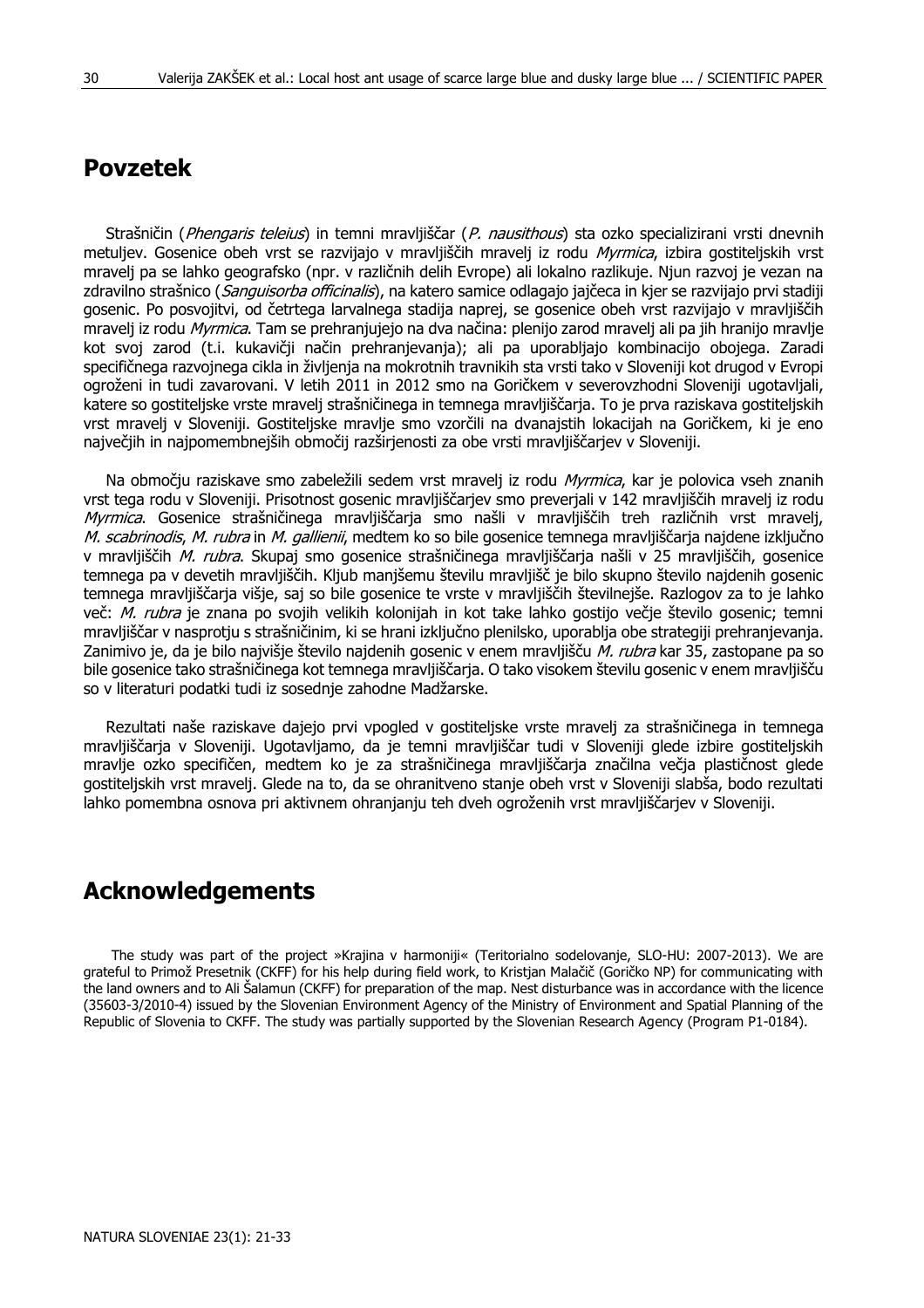## Povzetek

Strašničin (*Phengaris teleius*) in temni mravljiščar (*P. nausithous*) sta ozko specializirani vrsti dnevnih metuljev. Gosenice obeh vrst se razvijajo v mravljiščih mravelj iz rodu *Myrmica*, izbira gostiteljskih vrst mravelj pa se lahko geografsko (npr. v različnih delih Evrope) ali lokalno razlikuje. Njun razvoj je vezan na zdravilno strašnico (*Sanguisorba officinalis*), na katero samice odlagajo jajčeca in kjer se razvijajo prvi stadiji gosenic. Po posvojitvi, od četrtega larvalnega stadija naprej, se gosenice obeh vrst razvijajo v mravljiščih mravelj iz rodu *Myrmica*. Tam se prehranjujejo na dva načina: plenijo zarod mravelj ali pa jih hranijo mravlje kot svoj zarod (t.i. kukavičji način prehranjevanja); ali pa uporabljajo kombinacijo obojega. Zaradi specifičnega razvojnega cikla in življenja na mokrotnih travnikih sta vrsti tako v Sloveniji kot drugod v Evropi ogroženi in tudi zavarovani. V letih 2011 in 2012 smo na Goričkem v severovzhodni Sloveniji ugotavljali, katere so gostiteljske vrste mravelj strašničinega in temnega mravljiščarja. To je prva raziskava gostiteljskih vrst mravelj v Sloveniji. Gostiteljske mravlje smo vzorčili na dvanajstih lokacijah na Goričkem, ki je eno največjih in najpomembnejših območij razširjenosti za obe vrsti mravljiščarjev v Sloveniji.

Na območju raziskave smo zabeležili sedem vrst mravelj iz rodu *Myrmica*, kar je polovica vseh znanih vrst tega rodu v Sloveniji. Prisotnost gosenic mravljiščarjev smo preverjali v 142 mravljiščih mravelj iz rodu *Myrmica*. Gosenice strašničinega mravljiščarja smo našli v mravljiščih treh različnih vrst mravelj, *M. scabrinodis*, *M. rubra* in *M. gallienii*, medtem ko so bile gosenice temnega mravljiščarja najdene izključno v mravljiščih *M. rubra*. Skupaj smo gosenice strašničinega mravljiščarja našli v 25 mravljiščih, gosenice temnega pa v devetih mravljiščih. Kljub manjšemu številu mravljišč je bilo skupno število najdenih gosenic temnega mravljiščarja višje, saj so bile gosenice te vrste v mravljiščih številnejše. Razlogov za to je lahko več: *M. rubra* je znana po svojih velikih kolonijah in kot take lahko gostijo večje število gosenic; temni mravljiščar v nasprotju s strašničinim, ki se hrani izključno plenilsko, uporablja obe strategiji prehranjevanja. Zanimivo je, da je bilo najvišje število najdenih gosenic v enem mravljišču *M. rubra* kar 35, zastopane pa so bile gosenice tako strašničinega kot temnega mravljiščarja. O tako visokem številu gosenic v enem mravljišču so v literaturi podatki tudi iz sosednje zahodne Madžarske.

Rezultati naše raziskave dajejo prvi vpogled v gostiteljske vrste mravelj za strašničinega in temnega mravljiščarja v Sloveniji. Ugotavljamo, da je temni mravljiščar tudi v Sloveniji glede izbire gostiteljskih mravlje ozko specifičen, medtem ko je za strašničinega mravljiščarja značilna večja plastičnost glede gostiteljskih vrst mravelj. Glede na to, da se ohranitveno stanje obeh vrst v Sloveniji slabša, bodo rezultati lahko pomembna osnova pri aktivnem ohranjanju teh dveh ogroženih vrst mravljiščarjev v Sloveniji.

## Acknowledgements

The study was part of the project »Krajina v harmoniji« (Teritorialno sodelovanje, SLO-HU: 2007-2013). We are grateful to Primož Presetnik (CKFF) for his help during field work, to Kristjan Malačič (Goričko NP) for communicating with the land owners and to Ali Šalamun (CKFF) for preparation of the map. Nest disturbance was in accordance with the licence (35603-3/2010-4) issued by the Slovenian Environment Agency of the Ministry of Environment and Spatial Planning of the Republic of Slovenia to CKFF. The study was partially supported by the Slovenian Research Agency (Program P1-0184).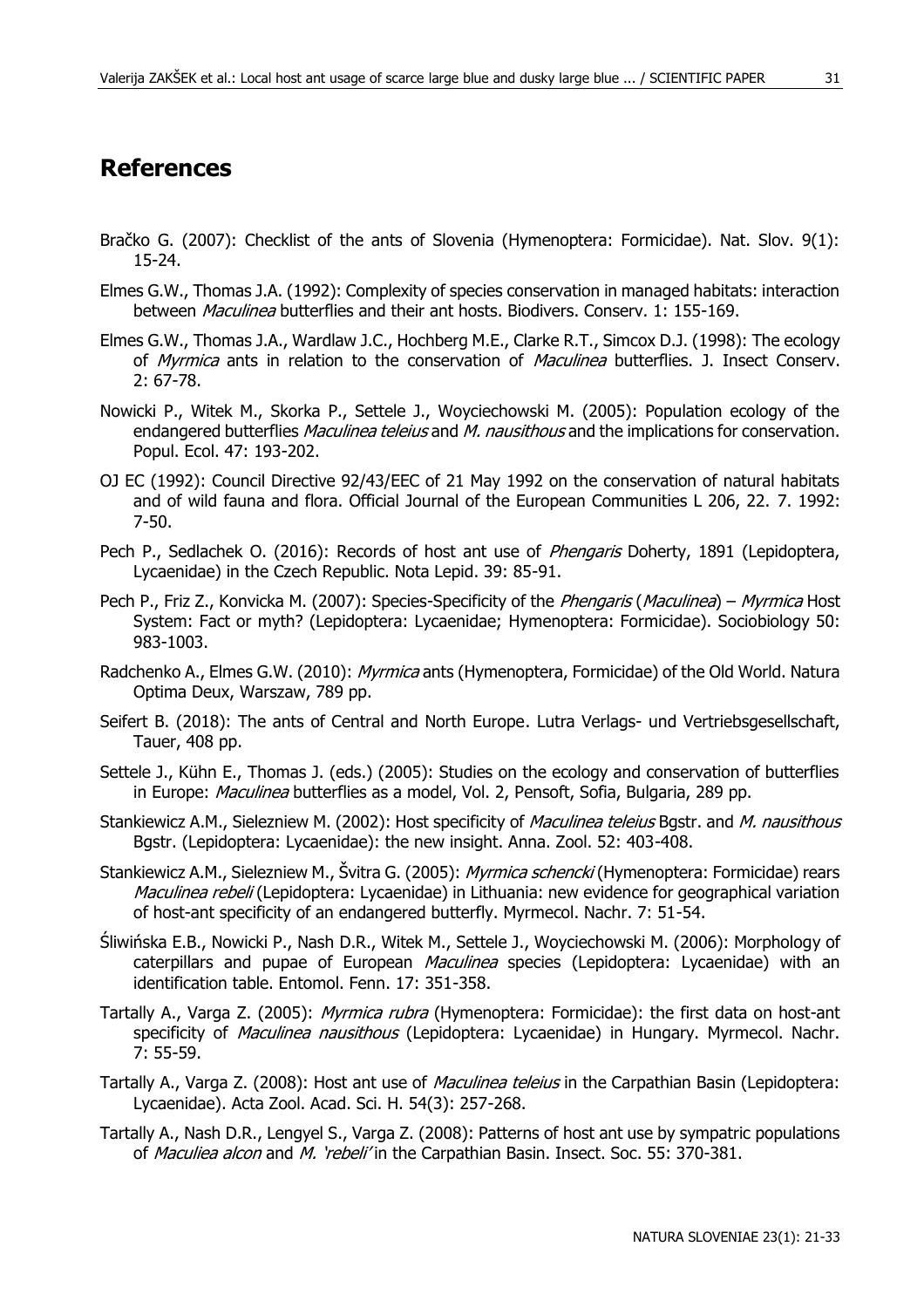## References

Bračko G. (2007): Checklist of the ants of Slovenia (Hymenoptera: Formicidae). Nat. Slov. 9(1): 15-24.

Elmes G.W., Thomas J.A. (1992): Complexity of species conservation in managed habitats: interaction between *Maculinea* butterflies and their ant hosts. Biodivers. Conserv. 1: 155-169.

Elmes G.W., Thomas J.A., Wardlaw J.C., Hochberg M.E., Clarke R.T., Simcox D.J. (1998): The ecology of *Myrmica* ants in relation to the conservation of *Maculinea* butterflies. J. Insect Conserv. 2: 67-78.

Nowicki P., Witek M., Skorka P., Settele J., Woyciechowski M. (2005): Population ecology of the endangered butterflies *Maculinea teleius* and *M. nausithous* and the implications for conservation. Popul. Ecol. 47: 193-202.

OJ EC (1992): Council Directive 92/43/EEC of 21 May 1992 on the conservation of natural habitats and of wild fauna and flora. Official Journal of the European Communities L 206, 22. 7. 1992: 7-50.

Pech P., Sedlachek O. (2016): Records of host ant use of *Phengaris* Doherty, 1891 (Lepidoptera, Lycaenidae) in the Czech Republic. Nota Lepid. 39: 85-91.

Pech P., Friz Z., Konvicka M. (2007): Species-Specificity of the *Phengaris* (*Maculinea*) – *Myrmica* Host System: Fact or myth? (Lepidoptera: Lycaenidae; Hymenoptera: Formicidae). Sociobiology 50: 983-1003.

Radchenko A., Elmes G.W. (2010): *Myrmica* ants (Hymenoptera, Formicidae) of the Old World. Natura Optima Deux, Warszaw, 789 pp.

Seifert B. (2018): The ants of Central and North Europe. Lutra Verlags- und Vertriebsgesellschaft, Tauer, 408 pp.

Settele J., Kühn E., Thomas J. (eds.) (2005): Studies on the ecology and conservation of butterflies in Europe: *Maculinea* butterflies as a model, Vol. 2, Pensoft, Sofia, Bulgaria, 289 pp.

Stankiewicz A.M., Sielezniew M. (2002): Host specificity of *Maculinea teleius* Bgstr. and *M. nausithous* Bgstr. (Lepidoptera: Lycaenidae): the new insight. Anna. Zool. 52: 403-408.

Stankiewicz A.M., Sielezniew M., Švitra G. (2005): *Myrmica schencki* (Hymenoptera: Formicidae) rears *Maculinea rebeli* (Lepidoptera: Lycaenidae) in Lithuania: new evidence for geographical variation of host-ant specificity of an endangered butterfly. Myrmecol. Nachr. 7: 51-54.

Śliwińska E.B., Nowicki P., Nash D.R., Witek M., Settele J., Woyciechowski M. (2006): Morphology of caterpillars and pupae of European *Maculinea* species (Lepidoptera: Lycaenidae) with an identification table. Entomol. Fenn. 17: 351-358.

Tartally A., Varga Z. (2005): *Myrmica rubra* (Hymenoptera: Formicidae): the first data on host-ant specificity of *Maculinea nausithous* (Lepidoptera: Lycaenidae) in Hungary. Myrmecol. Nachr. 7: 55-59.

Tartally A., Varga Z. (2008): Host ant use of *Maculinea teleius* in the Carpathian Basin (Lepidoptera: Lycaenidae). Acta Zool. Acad. Sci. H. 54(3): 257-268.

Tartally A., Nash D.R., Lengyel S., Varga Z. (2008): Patterns of host ant use by sympatric populations of *Maculiea alcon* and *M. 'rebeli'* in the Carpathian Basin. Insect. Soc. 55: 370-381.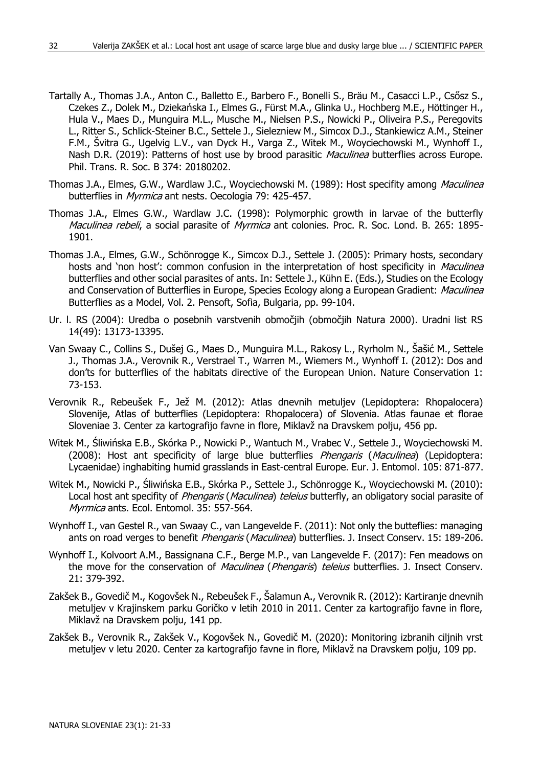Tartally A., Thomas J.A., Anton C., Balletto E., Barbero F., Bonelli S., Bräu M., Casacci L.P., Csősz S., Czekes Z., Dolek M., Dziekańska I., Elmes G., Fürst M.A., Glinka U., Hochberg M.E., Höttinger H., Hula V., Maes D., Munguira M.L., Musche M., Nielsen P.S., Nowicki P., Oliveira P.S., Peregovits L., Ritter S., Schlick-Steiner B.C., Settele J., Sielezniew M., Simcox D.J., Stankiewicz A.M., Steiner F.M., Švitra G., Ugelvig L.V., van Dyck H., Varga Z., Witek M., Woyciechowski M., Wynhoff I., Nash D.R. (2019): Patterns of host use by brood parasitic *Maculinea* butterflies across Europe. Phil. Trans. R. Soc. B 374: 20180202.

Thomas J.A., Elmes, G.W., Wardlaw J.C., Woyciechowski M. (1989): Host specifity among *Maculinea* butterflies in *Myrmica* ant nests. Oecologia 79: 425-457.

Thomas J.A., Elmes G.W., Wardlaw J.C. (1998): Polymorphic growth in larvae of the butterfly *Maculinea rebeli*, a social parasite of *Myrmica* ant colonies. Proc. R. Soc. Lond. B. 265: 1895-1901.

Thomas J.A., Elmes, G.W., Schönrogge K., Simcox D.J., Settele J. (2005): Primary hosts, secondary hosts and 'non host': common confusion in the interpretation of host specificity in *Maculinea* butterflies and other social parasites of ants. In: Settele J., Kühn E. (Eds.), Studies on the Ecology and Conservation of Butterflies in Europe, Species Ecology along a European Gradient: *Maculinea* Butterflies as a Model, Vol. 2. Pensoft, Sofia, Bulgaria, pp. 99-104.

Ur. l. RS (2004): Uredba o posebnih varstvenih območjih (območjih Natura 2000). Uradni list RS 14(49): 13173-13395.

Van Swaay C., Collins S., Dušej G., Maes D., Munguira M.L., Rakosy L., Ryrholm N., Šašić M., Settele J., Thomas J.A., Verovnik R., Verstrael T., Warren M., Wiemers M., Wynhoff I. (2012): Dos and don'ts for butterflies of the habitats directive of the European Union. Nature Conservation 1: 73-153.

Verovnik R., Rebeušek F., Jež M. (2012): Atlas dnevnih metuljev (Lepidoptera: Rhopalocera) Slovenije, Atlas of butterflies (Lepidoptera: Rhopalocera) of Slovenia. Atlas faunae et florae Sloveniae 3. Center za kartografijo favne in flore, Miklavž na Dravskem polju, 456 pp.

Witek M., Śliwińska E.B., Skórka P., Nowicki P., Wantuch M., Vrabec V., Settele J., Woyciechowski M. (2008): Host ant specificity of large blue butterflies *Phengaris* (*Maculinea*) (Lepidoptera: Lycaenidae) inghabiting humid grasslands in East-central Europe. Eur. J. Entomol. 105: 871-877.

Witek M., Nowicki P., Śliwińska E.B., Skórka P., Settele J., Schönrogge K., Woyciechowski M. (2010): Local host ant specifity of *Phengaris* (*Maculinea*) *teleius* butterfly, an obligatory social parasite of *Myrmica* ants. Ecol. Entomol. 35: 557-564.

Wynhoff I., van Gestel R., van Swaay C., van Langevelde F. (2011): Not only the butteflies: managing ants on road verges to benefit *Phengaris* (*Maculinea*) butterflies. J. Insect Conserv. 15: 189-206.

Wynhoff I., Kolvoort A.M., Bassignana C.F., Berge M.P., van Langevelde F. (2017): Fen meadows on the move for the conservation of *Maculinea* (*Phengaris*) *teleius* butterflies. J. Insect Conserv. 21: 379-392.

Zakšek B., Govedič M., Kogovšek N., Rebeušek F., Šalamun A., Verovnik R. (2012): Kartiranje dnevnih metuljev v Krajinskem parku Goričko v letih 2010 in 2011. Center za kartografijo favne in flore, Miklavž na Dravskem polju, 141 pp.

Zakšek B., Verovnik R., Zakšek V., Kogovšek N., Govedič M. (2020): Monitoring izbranih ciljnih vrst metuljev v letu 2020. Center za kartografijo favne in flore, Miklavž na Dravskem polju, 109 pp.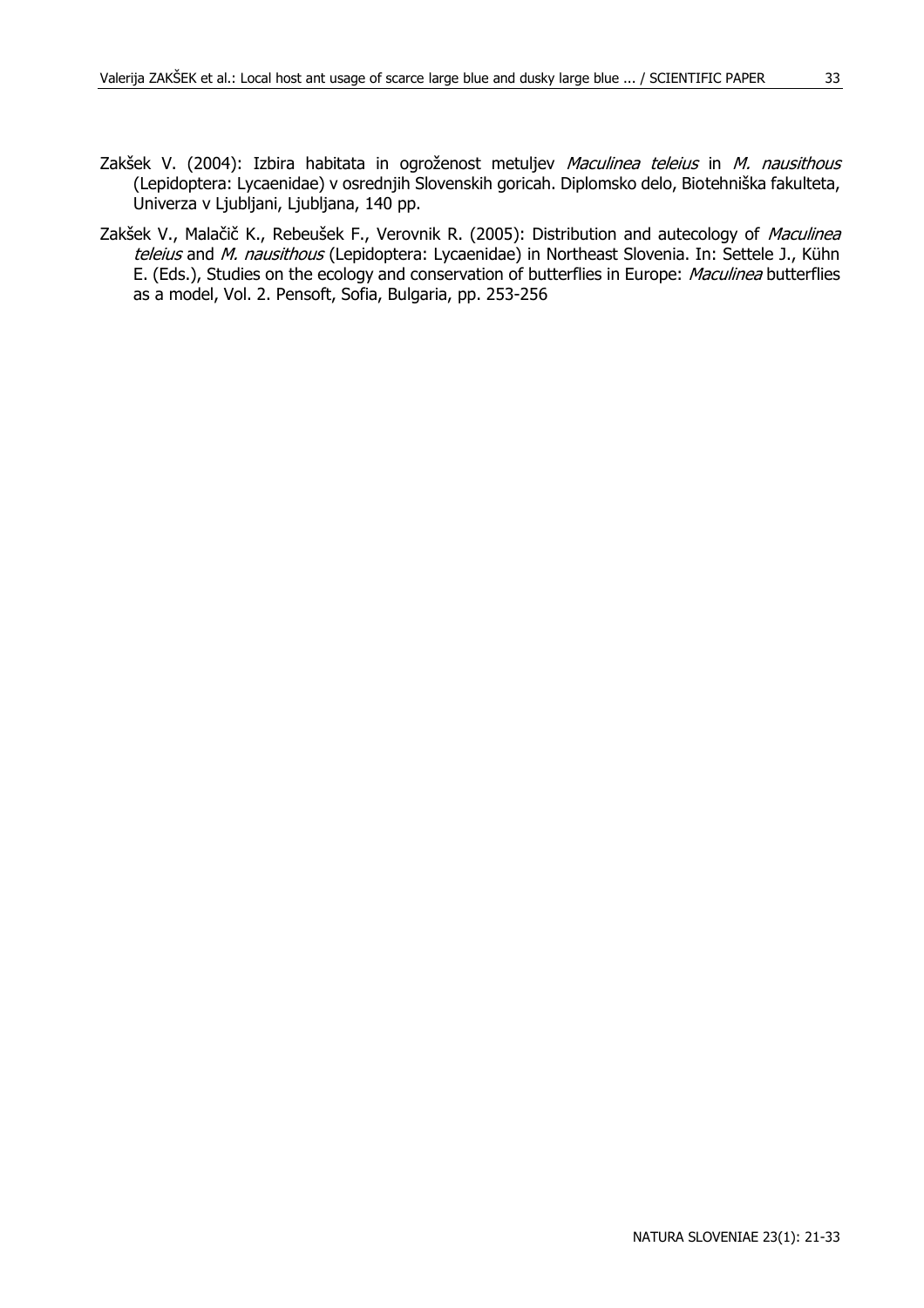Zakšek V. (2004): Izbira habitata in ogroženost metuljev *Maculinea teleius* in *M. nausithous* (Lepidoptera: Lycaenidae) v osrednjih Slovenskih goricah. Diplomsko delo, Biotehniška fakulteta, Univerza v Ljubljani, Ljubljana, 140 pp.

Zakšek V., Malačič K., Rebeušek F., Verovnik R. (2005): Distribution and autecology of *Maculinea teleius* and *M. nausithous* (Lepidoptera: Lycaenidae) in Northeast Slovenia. In: Settele J., Kühn E. (Eds.), Studies on the ecology and conservation of butterflies in Europe: *Maculinea* butterflies as a model, Vol. 2. Pensoft, Sofia, Bulgaria, pp. 253-256